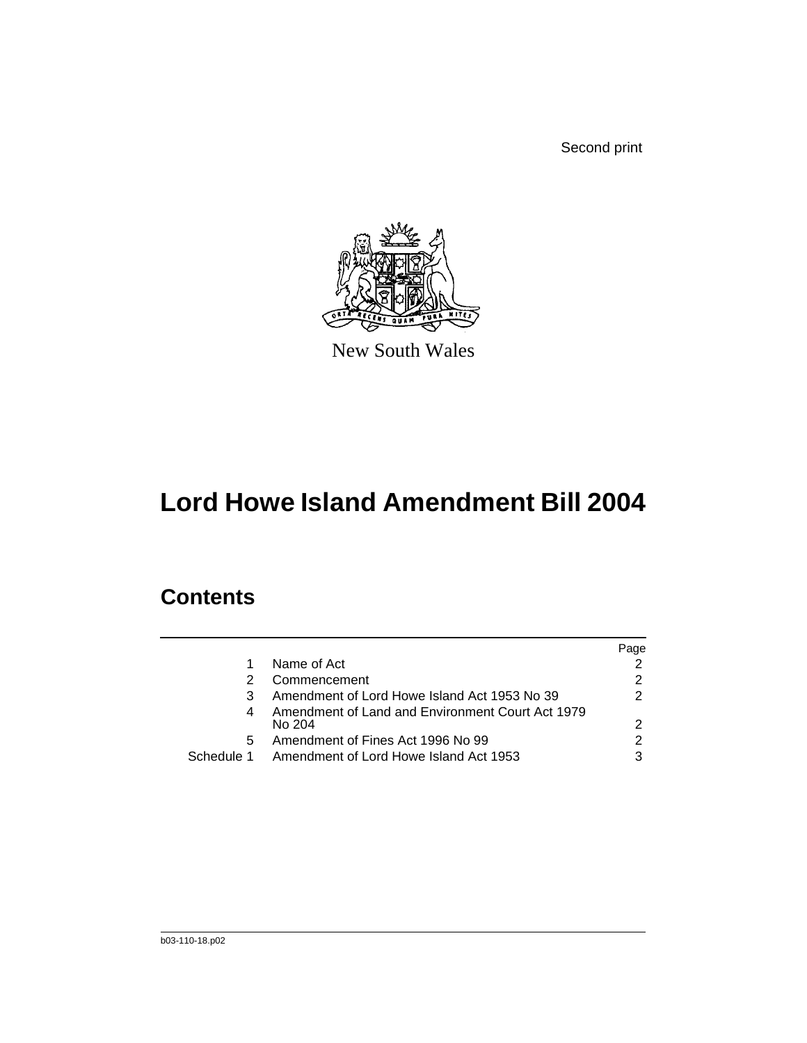Second print

New South Wales

# Lord Howe Island Amendment Bill 2004

## Contents

| | | Page |
|---|---|---|
| 1 | Name of Act | 2 |
| 2 | Commencement | 2 |
| 3 | Amendment of Lord Howe Island Act 1953 No 39 | 2 |
| 4 | Amendment of Land and Environment Court Act 1979 No 204 | 2 |
| 5 | Amendment of Fines Act 1996 No 99 | 2 |
| Schedule 1 | Amendment of Lord Howe Island Act 1953 | 3 |

b03-110-18.p02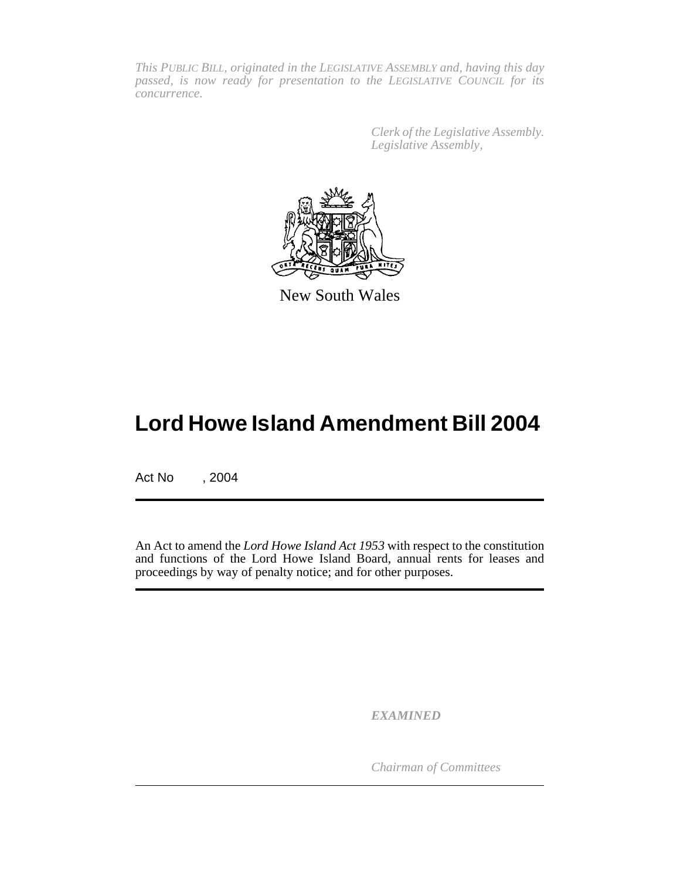*This PUBLIC BILL, originated in the LEGISLATIVE ASSEMBLY and, having this day passed, is now ready for presentation to the LEGISLATIVE COUNCIL for its concurrence.*

*Clerk of the Legislative Assembly.*
*Legislative Assembly,*

New South Wales

# Lord Howe Island Amendment Bill 2004

Act No , 2004

An Act to amend the *Lord Howe Island Act 1953* with respect to the constitution and functions of the Lord Howe Island Board, annual rents for leases and proceedings by way of penalty notice; and for other purposes.

***EXAMINED***

*Chairman of Committees*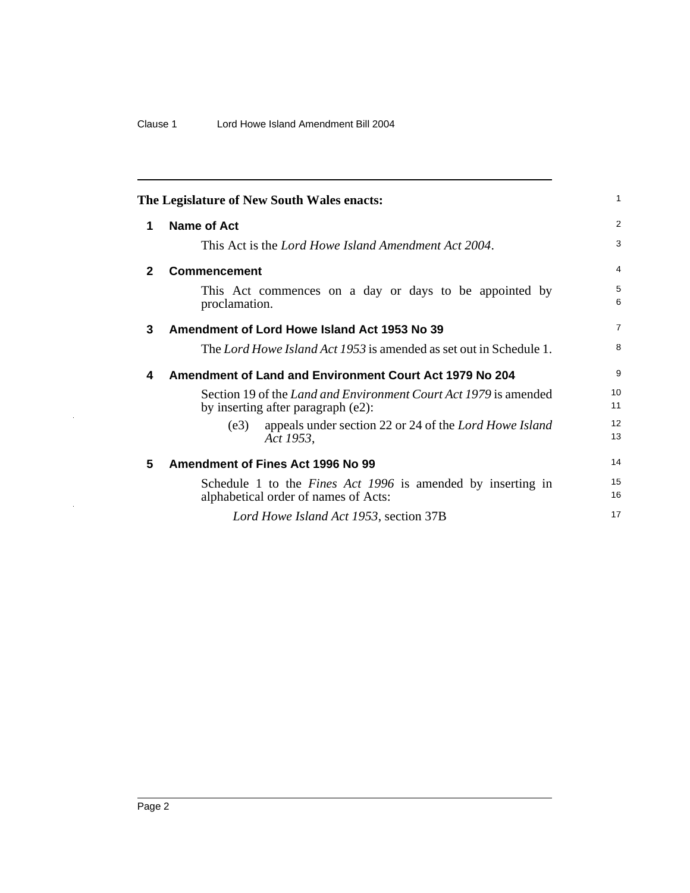**The Legislature of New South Wales enacts:**

## 1 Name of Act

This Act is the *Lord Howe Island Amendment Act 2004*.

## 2 Commencement

This Act commences on a day or days to be appointed by proclamation.

## 3 Amendment of Lord Howe Island Act 1953 No 39

The *Lord Howe Island Act 1953* is amended as set out in Schedule 1.

## 4 Amendment of Land and Environment Court Act 1979 No 204

Section 19 of the *Land and Environment Court Act 1979* is amended by inserting after paragraph (e2):

(e3) appeals under section 22 or 24 of the *Lord Howe Island Act 1953*,

## 5 Amendment of Fines Act 1996 No 99

Schedule 1 to the *Fines Act 1996* is amended by inserting in alphabetical order of names of Acts:

*Lord Howe Island Act 1953*, section 37B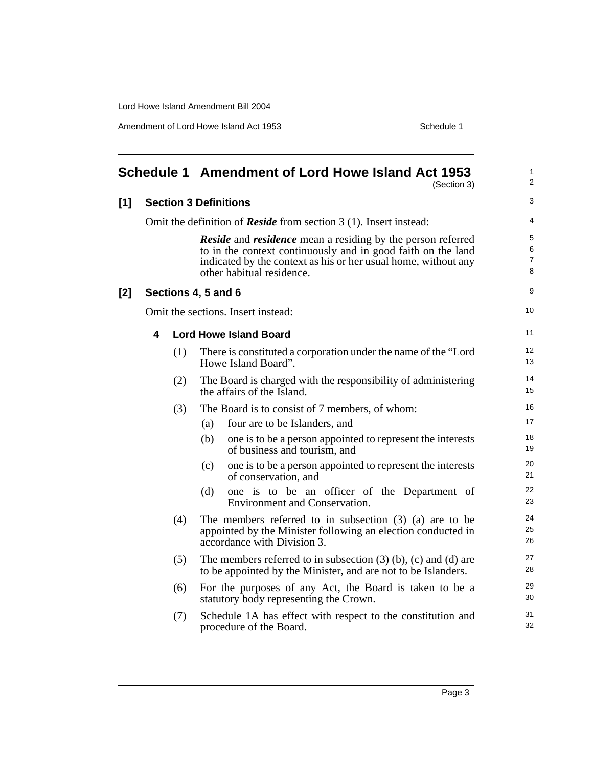## Schedule 1 Amendment of Lord Howe Island Act 1953

(Section 3)

### [1] Section 3 Definitions

Omit the definition of ***Reside*** from section 3 (1). Insert instead:

> ***Reside*** and ***residence*** mean a residing by the person referred to in the context continuously and in good faith on the land indicated by the context as his or her usual home, without any other habitual residence.

### [2] Sections 4, 5 and 6

Omit the sections. Insert instead:

#### 4 Lord Howe Island Board

(1) There is constituted a corporation under the name of the "Lord Howe Island Board".

(2) The Board is charged with the responsibility of administering the affairs of the Island.

(3) The Board is to consist of 7 members, of whom:

- (a) four are to be Islanders, and
- (b) one is to be a person appointed to represent the interests of business and tourism, and
- (c) one is to be a person appointed to represent the interests of conservation, and
- (d) one is to be an officer of the Department of Environment and Conservation.

(4) The members referred to in subsection (3) (a) are to be appointed by the Minister following an election conducted in accordance with Division 3.

(5) The members referred to in subsection (3) (b), (c) and (d) are to be appointed by the Minister, and are not to be Islanders.

(6) For the purposes of any Act, the Board is taken to be a statutory body representing the Crown.

(7) Schedule 1A has effect with respect to the constitution and procedure of the Board.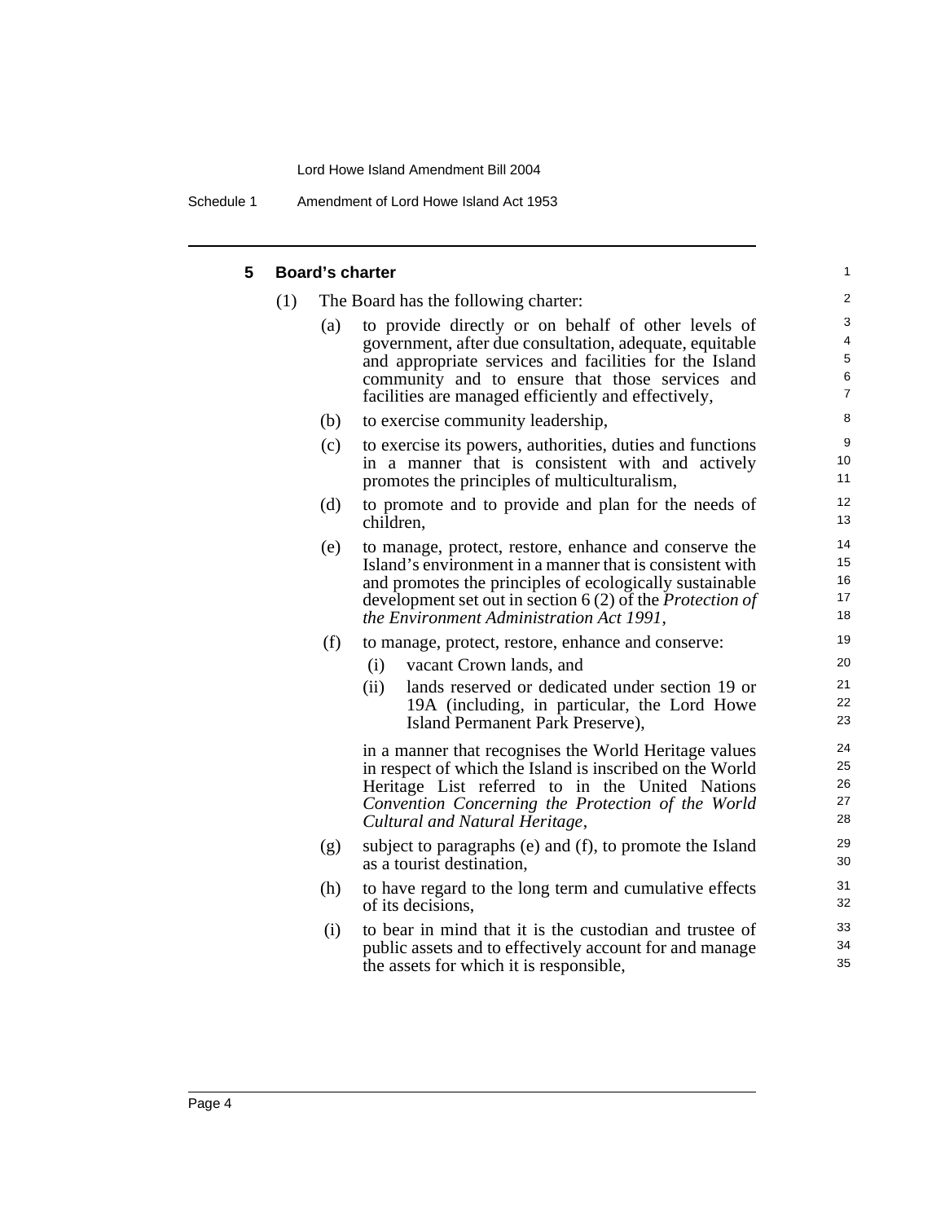## 5 Board's charter

(1) The Board has the following charter:

(a) to provide directly or on behalf of other levels of government, after due consultation, adequate, equitable and appropriate services and facilities for the Island community and to ensure that those services and facilities are managed efficiently and effectively,

(b) to exercise community leadership,

(c) to exercise its powers, authorities, duties and functions in a manner that is consistent with and actively promotes the principles of multiculturalism,

(d) to promote and to provide and plan for the needs of children,

(e) to manage, protect, restore, enhance and conserve the Island's environment in a manner that is consistent with and promotes the principles of ecologically sustainable development set out in section 6 (2) of the *Protection of the Environment Administration Act 1991*,

(f) to manage, protect, restore, enhance and conserve:

(i) vacant Crown lands, and

(ii) lands reserved or dedicated under section 19 or 19A (including, in particular, the Lord Howe Island Permanent Park Preserve),

in a manner that recognises the World Heritage values in respect of which the Island is inscribed on the World Heritage List referred to in the United Nations *Convention Concerning the Protection of the World Cultural and Natural Heritage*,

(g) subject to paragraphs (e) and (f), to promote the Island as a tourist destination,

(h) to have regard to the long term and cumulative effects of its decisions,

(i) to bear in mind that it is the custodian and trustee of public assets and to effectively account for and manage the assets for which it is responsible,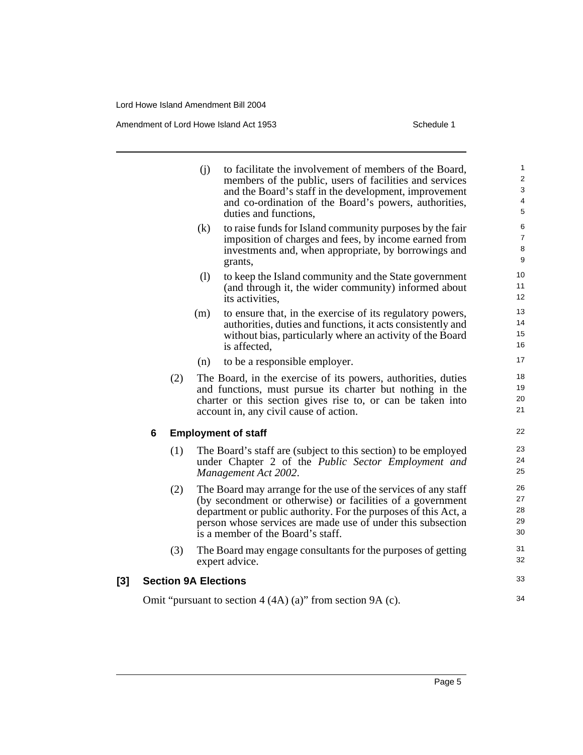(j) to facilitate the involvement of members of the Board, members of the public, users of facilities and services and the Board's staff in the development, improvement and co-ordination of the Board's powers, authorities, duties and functions,

(k) to raise funds for Island community purposes by the fair imposition of charges and fees, by income earned from investments and, when appropriate, by borrowings and grants,

(l) to keep the Island community and the State government (and through it, the wider community) informed about its activities,

(m) to ensure that, in the exercise of its regulatory powers, authorities, duties and functions, it acts consistently and without bias, particularly where an activity of the Board is affected,

(n) to be a responsible employer.

(2) The Board, in the exercise of its powers, authorities, duties and functions, must pursue its charter but nothing in the charter or this section gives rise to, or can be taken into account in, any civil cause of action.

**6 Employment of staff**

(1) The Board's staff are (subject to this section) to be employed under Chapter 2 of the *Public Sector Employment and Management Act 2002*.

(2) The Board may arrange for the use of the services of any staff (by secondment or otherwise) or facilities of a government department or public authority. For the purposes of this Act, a person whose services are made use of under this subsection is a member of the Board's staff.

(3) The Board may engage consultants for the purposes of getting expert advice.

**[3] Section 9A Elections**

Omit "pursuant to section 4 (4A) (a)" from section 9A (c).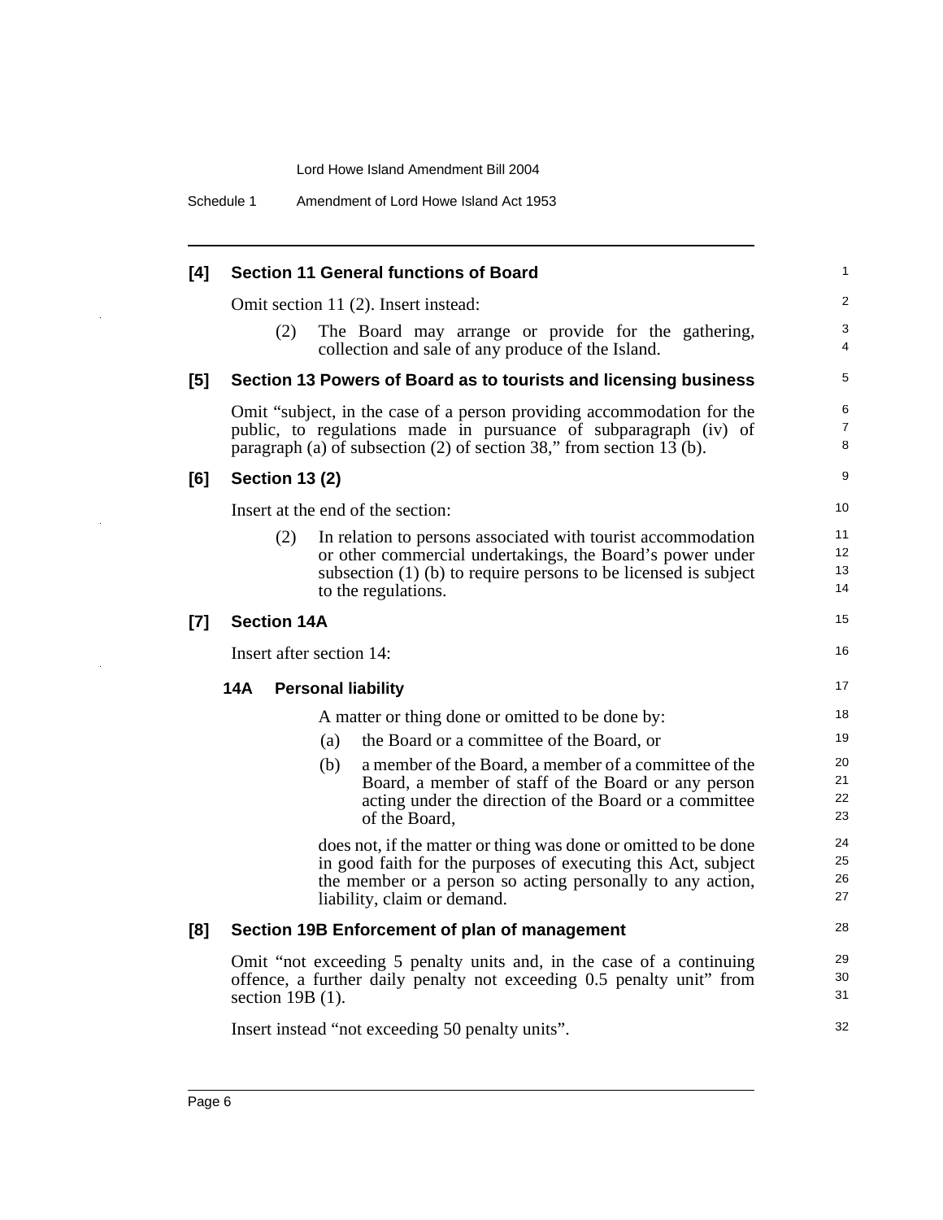**[4] Section 11 General functions of Board**

Omit section 11 (2). Insert instead:

(2) The Board may arrange or provide for the gathering, collection and sale of any produce of the Island.

**[5] Section 13 Powers of Board as to tourists and licensing business**

Omit "subject, in the case of a person providing accommodation for the public, to regulations made in pursuance of subparagraph (iv) of paragraph (a) of subsection (2) of section 38," from section 13 (b).

**[6] Section 13 (2)**

Insert at the end of the section:

(2) In relation to persons associated with tourist accommodation or other commercial undertakings, the Board's power under subsection (1) (b) to require persons to be licensed is subject to the regulations.

**[7] Section 14A**

Insert after section 14:

**14A Personal liability**

A matter or thing done or omitted to be done by:

(a) the Board or a committee of the Board, or

(b) a member of the Board, a member of a committee of the Board, a member of staff of the Board or any person acting under the direction of the Board or a committee of the Board,

does not, if the matter or thing was done or omitted to be done in good faith for the purposes of executing this Act, subject the member or a person so acting personally to any action, liability, claim or demand.

**[8] Section 19B Enforcement of plan of management**

Omit "not exceeding 5 penalty units and, in the case of a continuing offence, a further daily penalty not exceeding 0.5 penalty unit" from section 19B (1).

Insert instead "not exceeding 50 penalty units".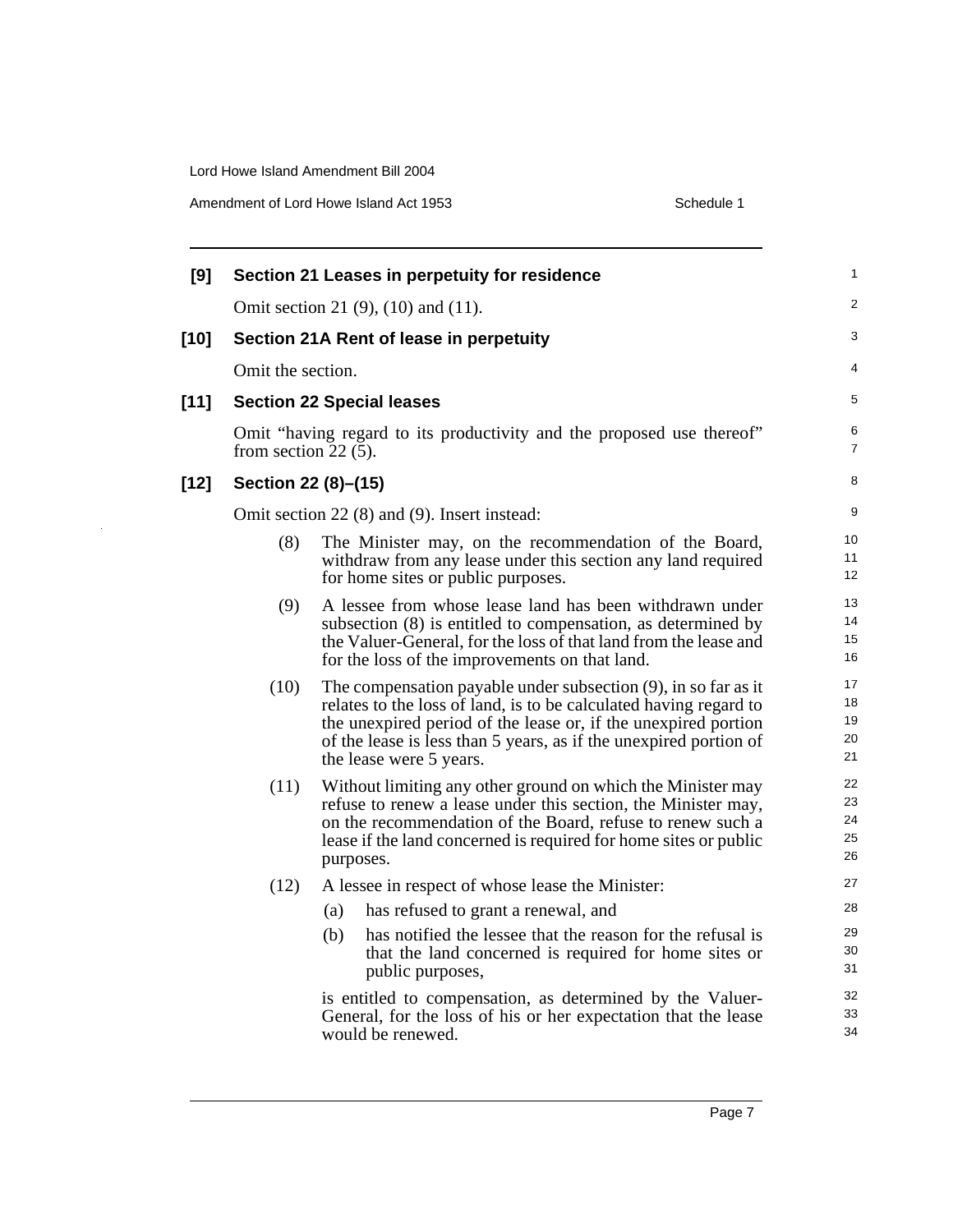**[9] Section 21 Leases in perpetuity for residence**

Omit section 21 (9), (10) and (11).

**[10] Section 21A Rent of lease in perpetuity**

Omit the section.

**[11] Section 22 Special leases**

Omit "having regard to its productivity and the proposed use thereof" from section 22 (5).

**[12] Section 22 (8)–(15)**

Omit section 22 (8) and (9). Insert instead:

(8) The Minister may, on the recommendation of the Board, withdraw from any lease under this section any land required for home sites or public purposes.

(9) A lessee from whose lease land has been withdrawn under subsection (8) is entitled to compensation, as determined by the Valuer-General, for the loss of that land from the lease and for the loss of the improvements on that land.

(10) The compensation payable under subsection (9), in so far as it relates to the loss of land, is to be calculated having regard to the unexpired period of the lease or, if the unexpired portion of the lease is less than 5 years, as if the unexpired portion of the lease were 5 years.

(11) Without limiting any other ground on which the Minister may refuse to renew a lease under this section, the Minister may, on the recommendation of the Board, refuse to renew such a lease if the land concerned is required for home sites or public purposes.

(12) A lessee in respect of whose lease the Minister:

(a) has refused to grant a renewal, and

(b) has notified the lessee that the reason for the refusal is that the land concerned is required for home sites or public purposes,

is entitled to compensation, as determined by the Valuer-General, for the loss of his or her expectation that the lease would be renewed.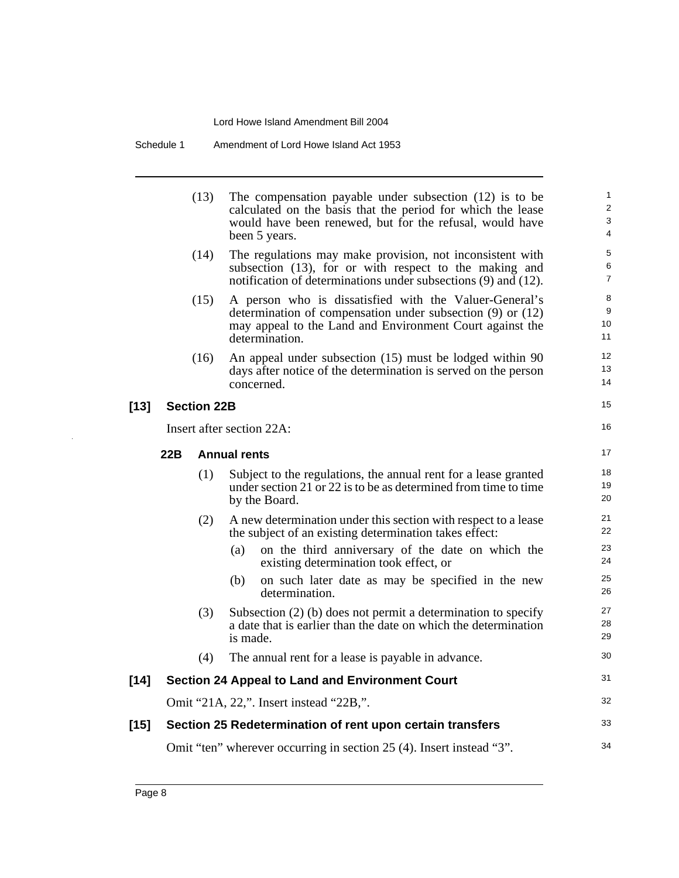(13) The compensation payable under subsection (12) is to be calculated on the basis that the period for which the lease would have been renewed, but for the refusal, would have been 5 years.

(14) The regulations may make provision, not inconsistent with subsection (13), for or with respect to the making and notification of determinations under subsections (9) and (12).

(15) A person who is dissatisfied with the Valuer-General's determination of compensation under subsection (9) or (12) may appeal to the Land and Environment Court against the determination.

(16) An appeal under subsection (15) must be lodged within 90 days after notice of the determination is served on the person concerned.

**[13] Section 22B**

Insert after section 22A:

**22B Annual rents**

(1) Subject to the regulations, the annual rent for a lease granted under section 21 or 22 is to be as determined from time to time by the Board.

(2) A new determination under this section with respect to a lease the subject of an existing determination takes effect:

(a) on the third anniversary of the date on which the existing determination took effect, or

(b) on such later date as may be specified in the new determination.

(3) Subsection (2) (b) does not permit a determination to specify a date that is earlier than the date on which the determination is made.

(4) The annual rent for a lease is payable in advance.

**[14] Section 24 Appeal to Land and Environment Court**

Omit "21A, 22,". Insert instead "22B,".

**[15] Section 25 Redetermination of rent upon certain transfers**

Omit "ten" wherever occurring in section 25 (4). Insert instead "3".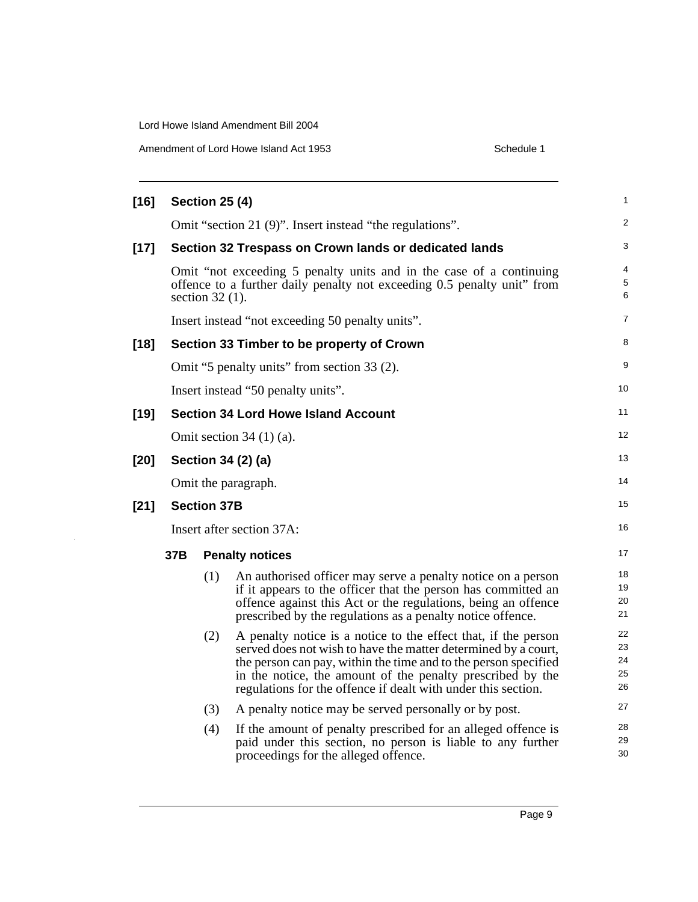**[16] Section 25 (4)**

Omit "section 21 (9)". Insert instead "the regulations".

**[17] Section 32 Trespass on Crown lands or dedicated lands**

Omit "not exceeding 5 penalty units and in the case of a continuing offence to a further daily penalty not exceeding 0.5 penalty unit" from section 32 (1).

Insert instead "not exceeding 50 penalty units".

**[18] Section 33 Timber to be property of Crown**

Omit "5 penalty units" from section 33 (2).

Insert instead "50 penalty units".

**[19] Section 34 Lord Howe Island Account**

Omit section 34 (1) (a).

**[20] Section 34 (2) (a)**

Omit the paragraph.

**[21] Section 37B**

Insert after section 37A:

**37B Penalty notices**

(1) An authorised officer may serve a penalty notice on a person if it appears to the officer that the person has committed an offence against this Act or the regulations, being an offence prescribed by the regulations as a penalty notice offence.

(2) A penalty notice is a notice to the effect that, if the person served does not wish to have the matter determined by a court, the person can pay, within the time and to the person specified in the notice, the amount of the penalty prescribed by the regulations for the offence if dealt with under this section.

(3) A penalty notice may be served personally or by post.

(4) If the amount of penalty prescribed for an alleged offence is paid under this section, no person is liable to any further proceedings for the alleged offence.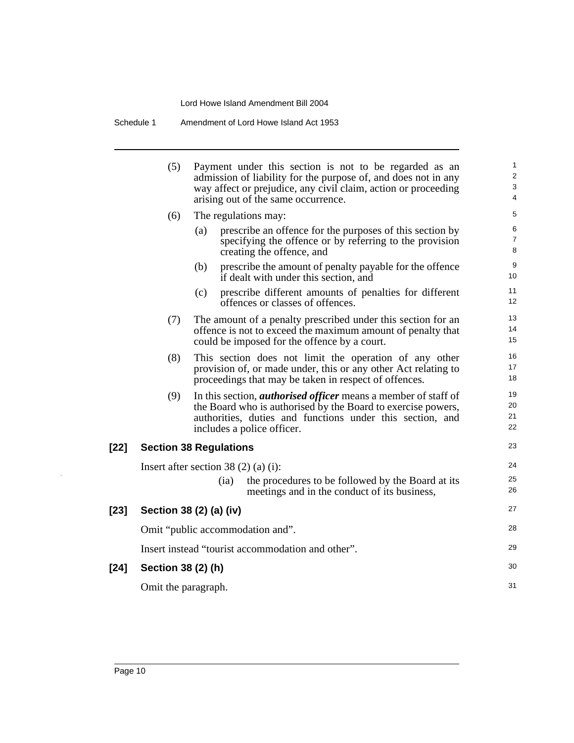(5) Payment under this section is not to be regarded as an admission of liability for the purpose of, and does not in any way affect or prejudice, any civil claim, action or proceeding arising out of the same occurrence.

(6) The regulations may:

(a) prescribe an offence for the purposes of this section by specifying the offence or by referring to the provision creating the offence, and

(b) prescribe the amount of penalty payable for the offence if dealt with under this section, and

(c) prescribe different amounts of penalties for different offences or classes of offences.

(7) The amount of a penalty prescribed under this section for an offence is not to exceed the maximum amount of penalty that could be imposed for the offence by a court.

(8) This section does not limit the operation of any other provision of, or made under, this or any other Act relating to proceedings that may be taken in respect of offences.

(9) In this section, ***authorised officer*** means a member of staff of the Board who is authorised by the Board to exercise powers, authorities, duties and functions under this section, and includes a police officer.

**[22] Section 38 Regulations**

Insert after section 38 (2) (a) (i):

(ia) the procedures to be followed by the Board at its meetings and in the conduct of its business,

**[23] Section 38 (2) (a) (iv)**

Omit "public accommodation and".

Insert instead "tourist accommodation and other".

**[24] Section 38 (2) (h)**

Omit the paragraph.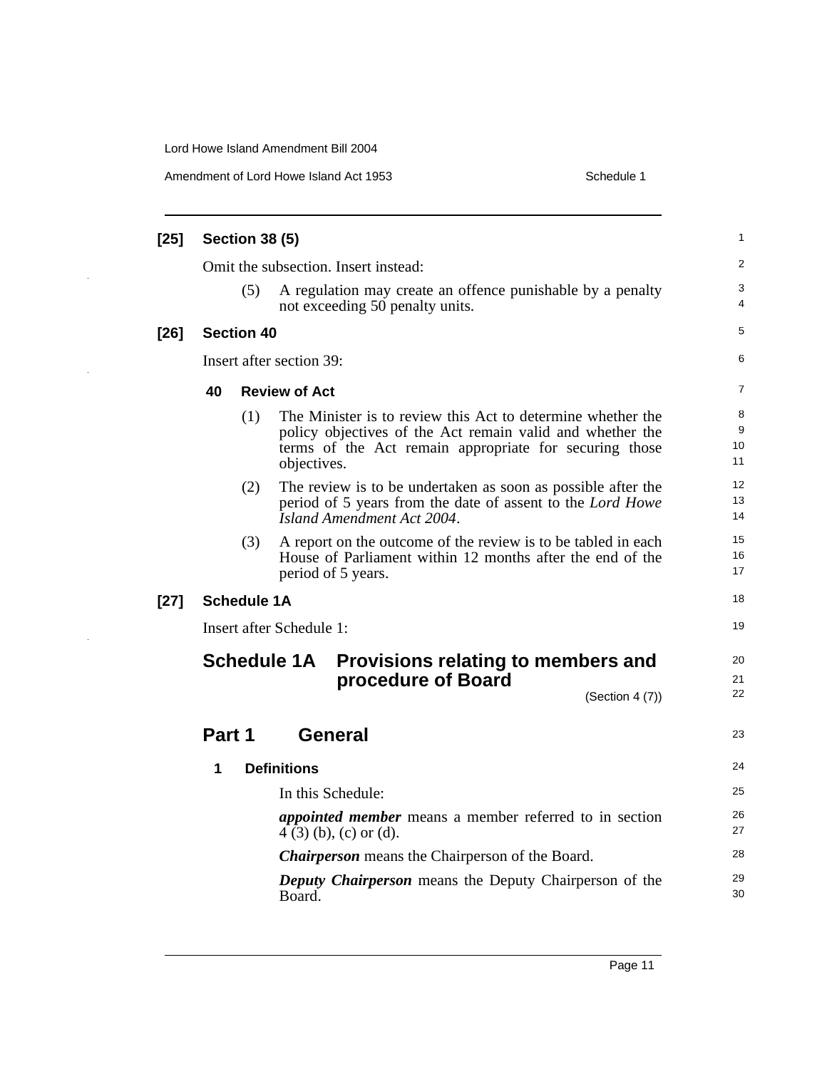**[25] Section 38 (5)**

Omit the subsection. Insert instead:

(5) A regulation may create an offence punishable by a penalty not exceeding 50 penalty units.

**[26] Section 40**

Insert after section 39:

**40 Review of Act**

(1) The Minister is to review this Act to determine whether the policy objectives of the Act remain valid and whether the terms of the Act remain appropriate for securing those objectives.

(2) The review is to be undertaken as soon as possible after the period of 5 years from the date of assent to the *Lord Howe Island Amendment Act 2004*.

(3) A report on the outcome of the review is to be tabled in each House of Parliament within 12 months after the end of the period of 5 years.

**[27] Schedule 1A**

Insert after Schedule 1:

# Schedule 1A Provisions relating to members and procedure of Board

(Section 4 (7))

## Part 1 General

**1 Definitions**

In this Schedule:

***appointed member*** means a member referred to in section 4 (3) (b), (c) or (d).

***Chairperson*** means the Chairperson of the Board.

***Deputy Chairperson*** means the Deputy Chairperson of the Board.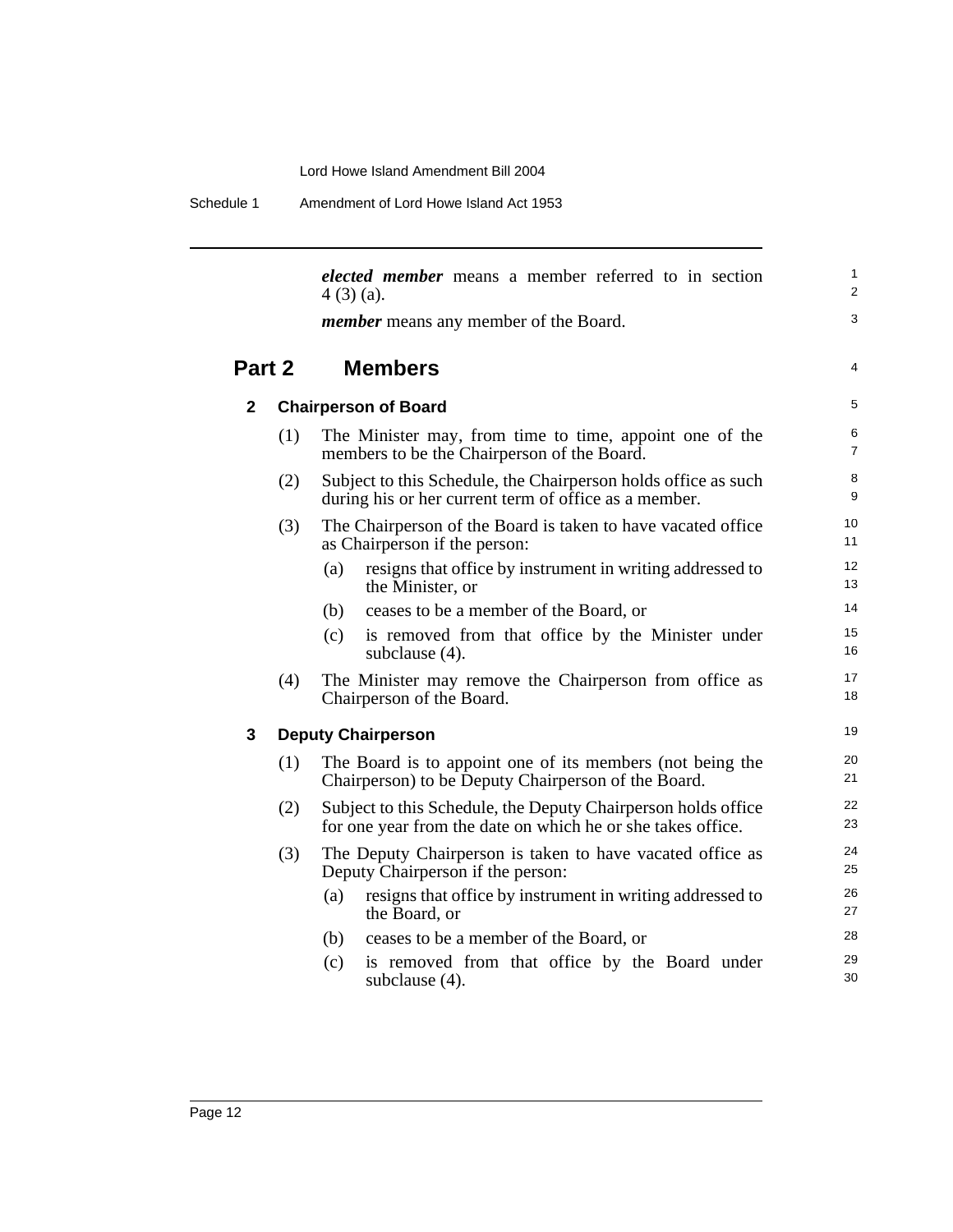***elected member*** means a member referred to in section 4 (3) (a).

***member*** means any member of the Board.

## Part 2 Members

### 2 Chairperson of Board

(1) The Minister may, from time to time, appoint one of the members to be the Chairperson of the Board.

(2) Subject to this Schedule, the Chairperson holds office as such during his or her current term of office as a member.

(3) The Chairperson of the Board is taken to have vacated office as Chairperson if the person:

- (a) resigns that office by instrument in writing addressed to the Minister, or
- (b) ceases to be a member of the Board, or
- (c) is removed from that office by the Minister under subclause (4).

(4) The Minister may remove the Chairperson from office as Chairperson of the Board.

### 3 Deputy Chairperson

(1) The Board is to appoint one of its members (not being the Chairperson) to be Deputy Chairperson of the Board.

(2) Subject to this Schedule, the Deputy Chairperson holds office for one year from the date on which he or she takes office.

(3) The Deputy Chairperson is taken to have vacated office as Deputy Chairperson if the person:

- (a) resigns that office by instrument in writing addressed to the Board, or
- (b) ceases to be a member of the Board, or
- (c) is removed from that office by the Board under subclause (4).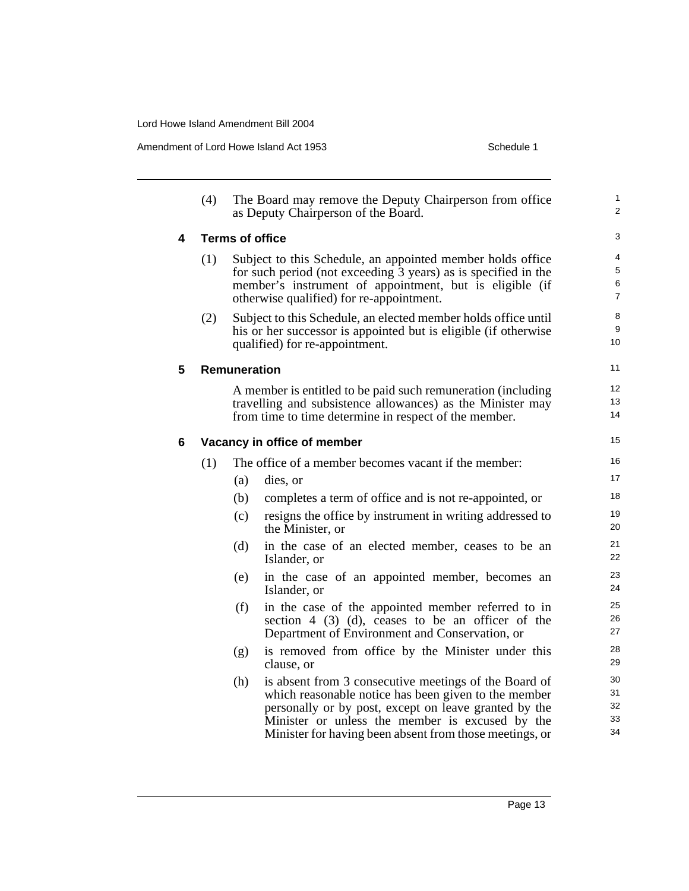(4) The Board may remove the Deputy Chairperson from office as Deputy Chairperson of the Board.

**4 Terms of office**

(1) Subject to this Schedule, an appointed member holds office for such period (not exceeding 3 years) as is specified in the member's instrument of appointment, but is eligible (if otherwise qualified) for re-appointment.

(2) Subject to this Schedule, an elected member holds office until his or her successor is appointed but is eligible (if otherwise qualified) for re-appointment.

**5 Remuneration**

A member is entitled to be paid such remuneration (including travelling and subsistence allowances) as the Minister may from time to time determine in respect of the member.

**6 Vacancy in office of member**

(1) The office of a member becomes vacant if the member:

- (a) dies, or
- (b) completes a term of office and is not re-appointed, or
- (c) resigns the office by instrument in writing addressed to the Minister, or
- (d) in the case of an elected member, ceases to be an Islander, or
- (e) in the case of an appointed member, becomes an Islander, or
- (f) in the case of the appointed member referred to in section 4 (3) (d), ceases to be an officer of the Department of Environment and Conservation, or
- (g) is removed from office by the Minister under this clause, or
- (h) is absent from 3 consecutive meetings of the Board of which reasonable notice has been given to the member personally or by post, except on leave granted by the Minister or unless the member is excused by the Minister for having been absent from those meetings, or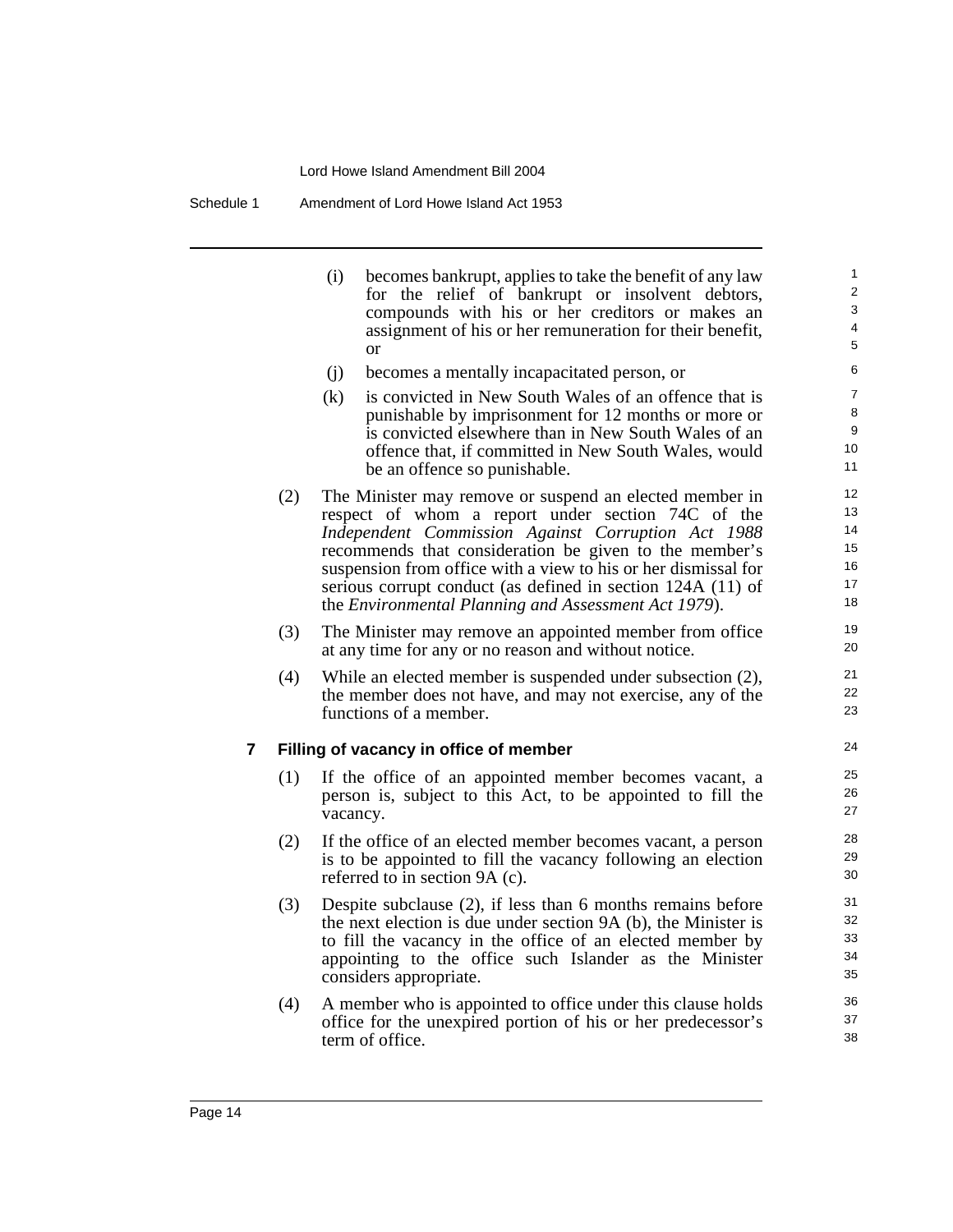(i) becomes bankrupt, applies to take the benefit of any law for the relief of bankrupt or insolvent debtors, compounds with his or her creditors or makes an assignment of his or her remuneration for their benefit, or

(j) becomes a mentally incapacitated person, or

(k) is convicted in New South Wales of an offence that is punishable by imprisonment for 12 months or more or is convicted elsewhere than in New South Wales of an offence that, if committed in New South Wales, would be an offence so punishable.

(2) The Minister may remove or suspend an elected member in respect of whom a report under section 74C of the *Independent Commission Against Corruption Act 1988* recommends that consideration be given to the member's suspension from office with a view to his or her dismissal for serious corrupt conduct (as defined in section 124A (11) of the *Environmental Planning and Assessment Act 1979*).

(3) The Minister may remove an appointed member from office at any time for any or no reason and without notice.

(4) While an elected member is suspended under subsection (2), the member does not have, and may not exercise, any of the functions of a member.

**7 Filling of vacancy in office of member**

(1) If the office of an appointed member becomes vacant, a person is, subject to this Act, to be appointed to fill the vacancy.

(2) If the office of an elected member becomes vacant, a person is to be appointed to fill the vacancy following an election referred to in section 9A (c).

(3) Despite subclause (2), if less than 6 months remains before the next election is due under section 9A (b), the Minister is to fill the vacancy in the office of an elected member by appointing to the office such Islander as the Minister considers appropriate.

(4) A member who is appointed to office under this clause holds office for the unexpired portion of his or her predecessor's term of office.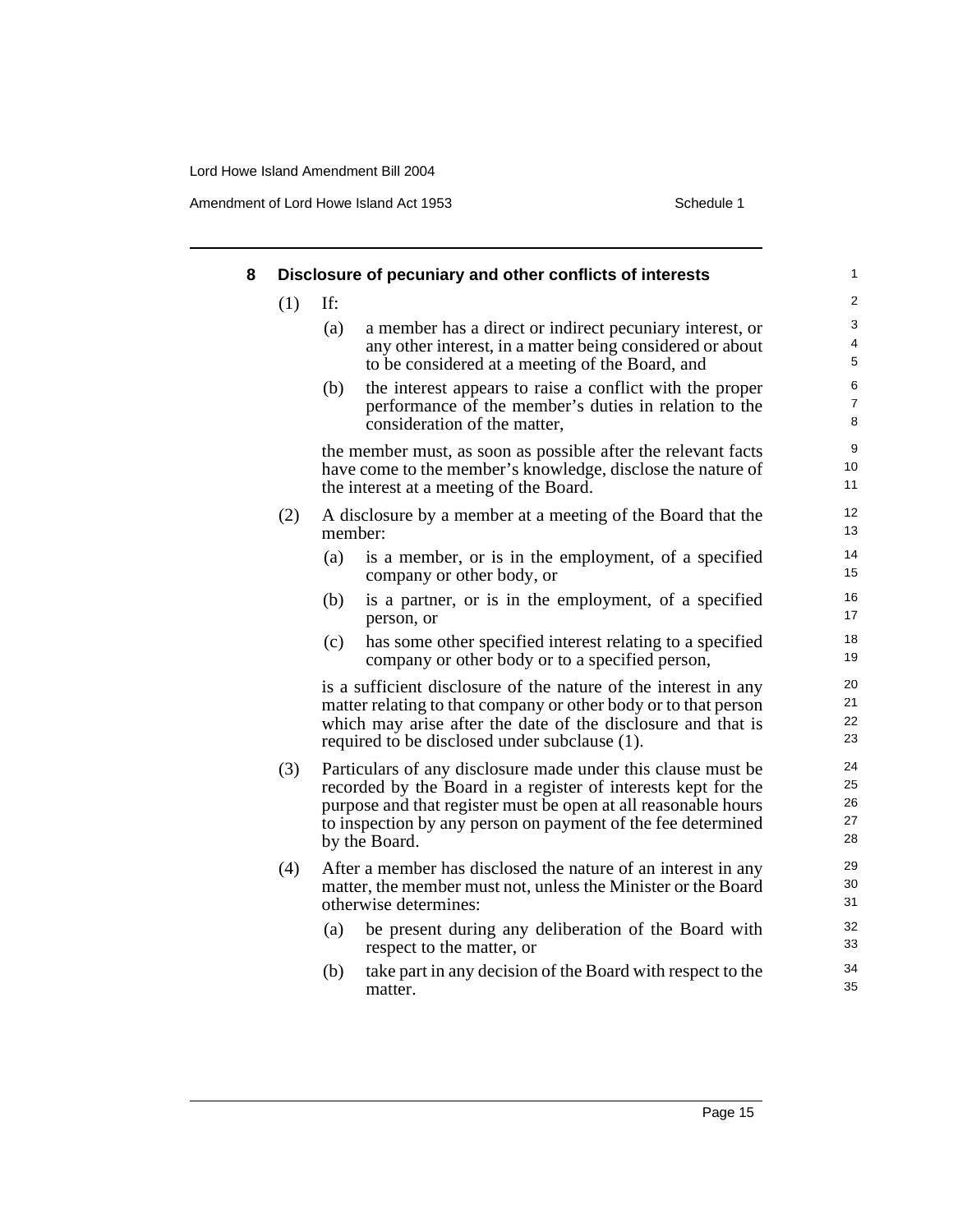### 8 Disclosure of pecuniary and other conflicts of interests

(1) If:

- (a) a member has a direct or indirect pecuniary interest, or any other interest, in a matter being considered or about to be considered at a meeting of the Board, and
- (b) the interest appears to raise a conflict with the proper performance of the member's duties in relation to the consideration of the matter,

the member must, as soon as possible after the relevant facts have come to the member's knowledge, disclose the nature of the interest at a meeting of the Board.

(2) A disclosure by a member at a meeting of the Board that the member:

- (a) is a member, or is in the employment, of a specified company or other body, or
- (b) is a partner, or is in the employment, of a specified person, or
- (c) has some other specified interest relating to a specified company or other body or to a specified person,

is a sufficient disclosure of the nature of the interest in any matter relating to that company or other body or to that person which may arise after the date of the disclosure and that is required to be disclosed under subclause (1).

(3) Particulars of any disclosure made under this clause must be recorded by the Board in a register of interests kept for the purpose and that register must be open at all reasonable hours to inspection by any person on payment of the fee determined by the Board.

(4) After a member has disclosed the nature of an interest in any matter, the member must not, unless the Minister or the Board otherwise determines:

- (a) be present during any deliberation of the Board with respect to the matter, or
- (b) take part in any decision of the Board with respect to the matter.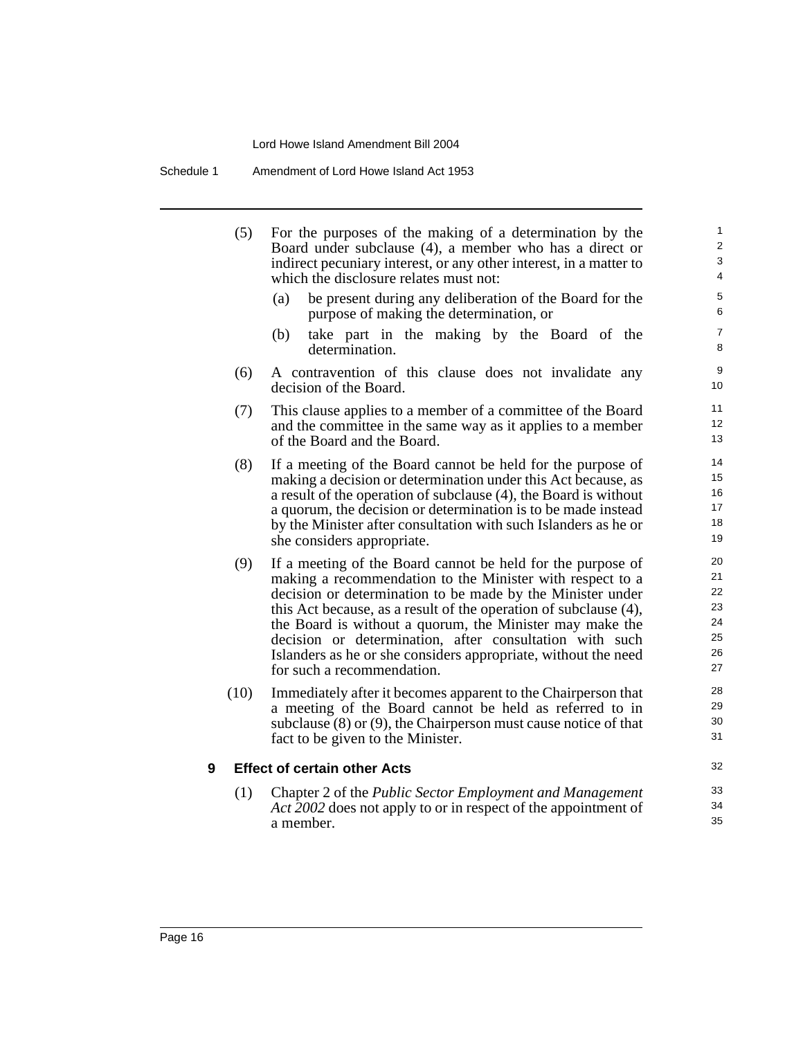(5) For the purposes of the making of a determination by the Board under subclause (4), a member who has a direct or indirect pecuniary interest, or any other interest, in a matter to which the disclosure relates must not:

  (a) be present during any deliberation of the Board for the purpose of making the determination, or

  (b) take part in the making by the Board of the determination.

(6) A contravention of this clause does not invalidate any decision of the Board.

(7) This clause applies to a member of a committee of the Board and the committee in the same way as it applies to a member of the Board and the Board.

(8) If a meeting of the Board cannot be held for the purpose of making a decision or determination under this Act because, as a result of the operation of subclause (4), the Board is without a quorum, the decision or determination is to be made instead by the Minister after consultation with such Islanders as he or she considers appropriate.

(9) If a meeting of the Board cannot be held for the purpose of making a recommendation to the Minister with respect to a decision or determination to be made by the Minister under this Act because, as a result of the operation of subclause (4), the Board is without a quorum, the Minister may make the decision or determination, after consultation with such Islanders as he or she considers appropriate, without the need for such a recommendation.

(10) Immediately after it becomes apparent to the Chairperson that a meeting of the Board cannot be held as referred to in subclause (8) or (9), the Chairperson must cause notice of that fact to be given to the Minister.

### 9 Effect of certain other Acts

(1) Chapter 2 of the *Public Sector Employment and Management Act 2002* does not apply to or in respect of the appointment of a member.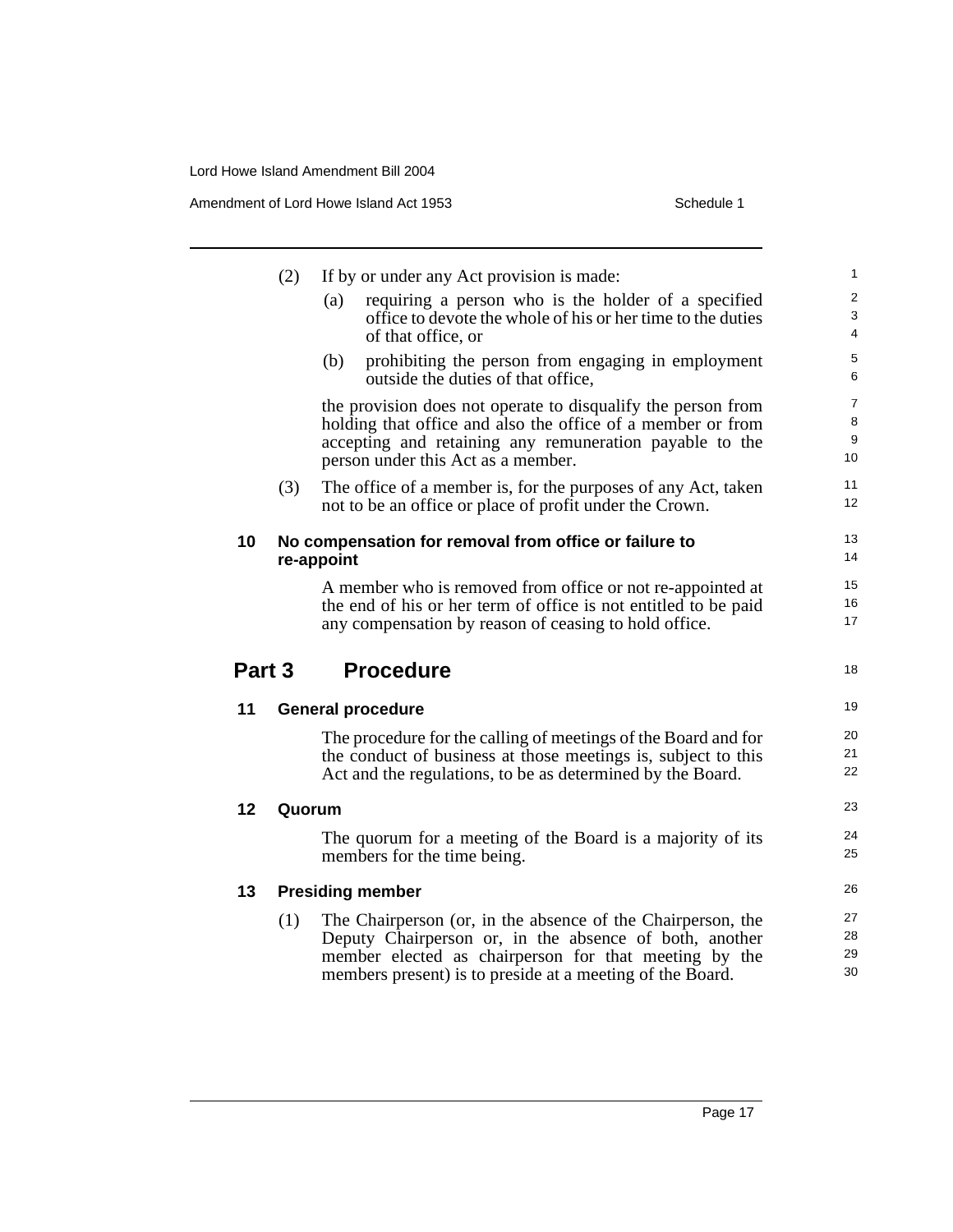(2) If by or under any Act provision is made:

(a) requiring a person who is the holder of a specified office to devote the whole of his or her time to the duties of that office, or

(b) prohibiting the person from engaging in employment outside the duties of that office,

the provision does not operate to disqualify the person from holding that office and also the office of a member or from accepting and retaining any remuneration payable to the person under this Act as a member.

(3) The office of a member is, for the purposes of any Act, taken not to be an office or place of profit under the Crown.

### 10 No compensation for removal from office or failure to re-appoint

A member who is removed from office or not re-appointed at the end of his or her term of office is not entitled to be paid any compensation by reason of ceasing to hold office.

## Part 3 Procedure

### 11 General procedure

The procedure for the calling of meetings of the Board and for the conduct of business at those meetings is, subject to this Act and the regulations, to be as determined by the Board.

### 12 Quorum

The quorum for a meeting of the Board is a majority of its members for the time being.

### 13 Presiding member

(1) The Chairperson (or, in the absence of the Chairperson, the Deputy Chairperson or, in the absence of both, another member elected as chairperson for that meeting by the members present) is to preside at a meeting of the Board.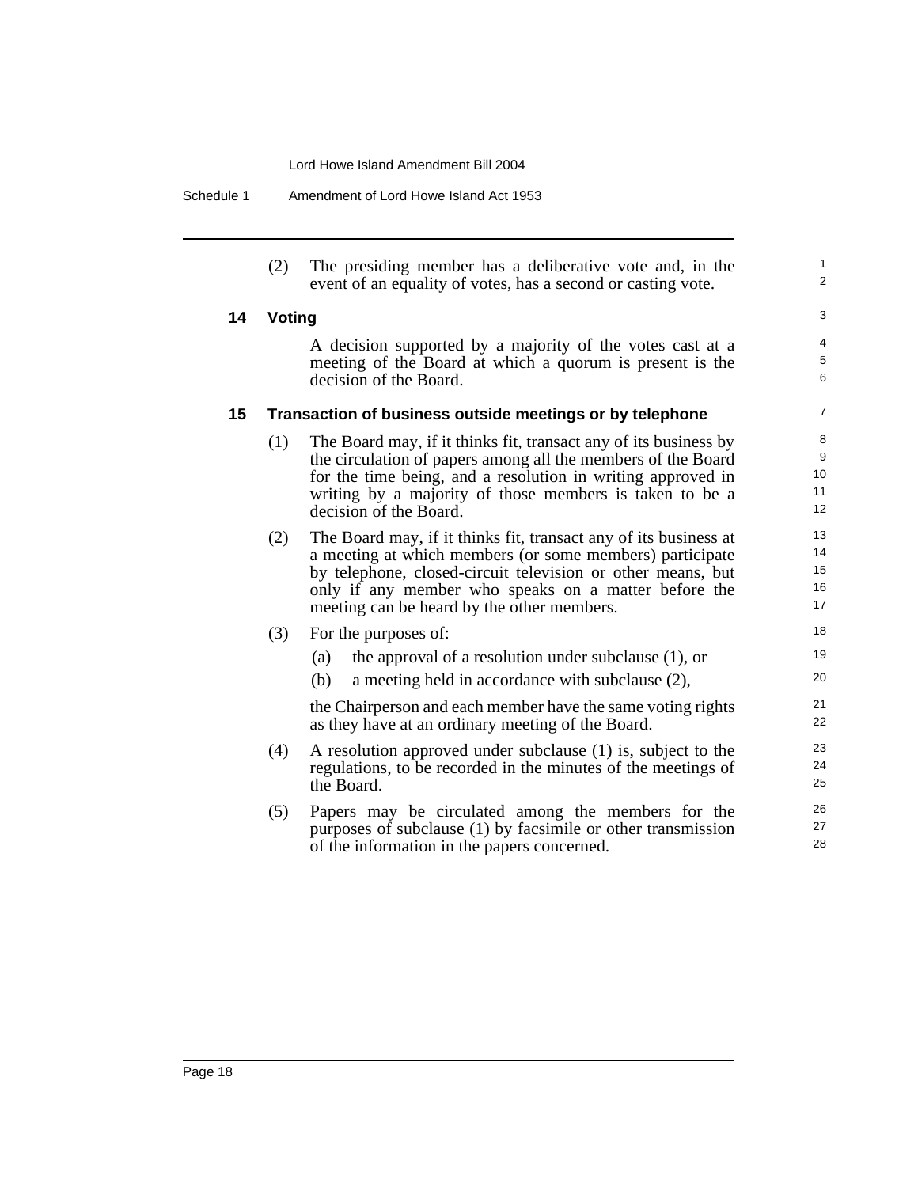(2) The presiding member has a deliberative vote and, in the event of an equality of votes, has a second or casting vote.

### 14 Voting

A decision supported by a majority of the votes cast at a meeting of the Board at which a quorum is present is the decision of the Board.

### 15 Transaction of business outside meetings or by telephone

(1) The Board may, if it thinks fit, transact any of its business by the circulation of papers among all the members of the Board for the time being, and a resolution in writing approved in writing by a majority of those members is taken to be a decision of the Board.

(2) The Board may, if it thinks fit, transact any of its business at a meeting at which members (or some members) participate by telephone, closed-circuit television or other means, but only if any member who speaks on a matter before the meeting can be heard by the other members.

(3) For the purposes of:

(a) the approval of a resolution under subclause (1), or

(b) a meeting held in accordance with subclause (2),

the Chairperson and each member have the same voting rights as they have at an ordinary meeting of the Board.

(4) A resolution approved under subclause (1) is, subject to the regulations, to be recorded in the minutes of the meetings of the Board.

(5) Papers may be circulated among the members for the purposes of subclause (1) by facsimile or other transmission of the information in the papers concerned.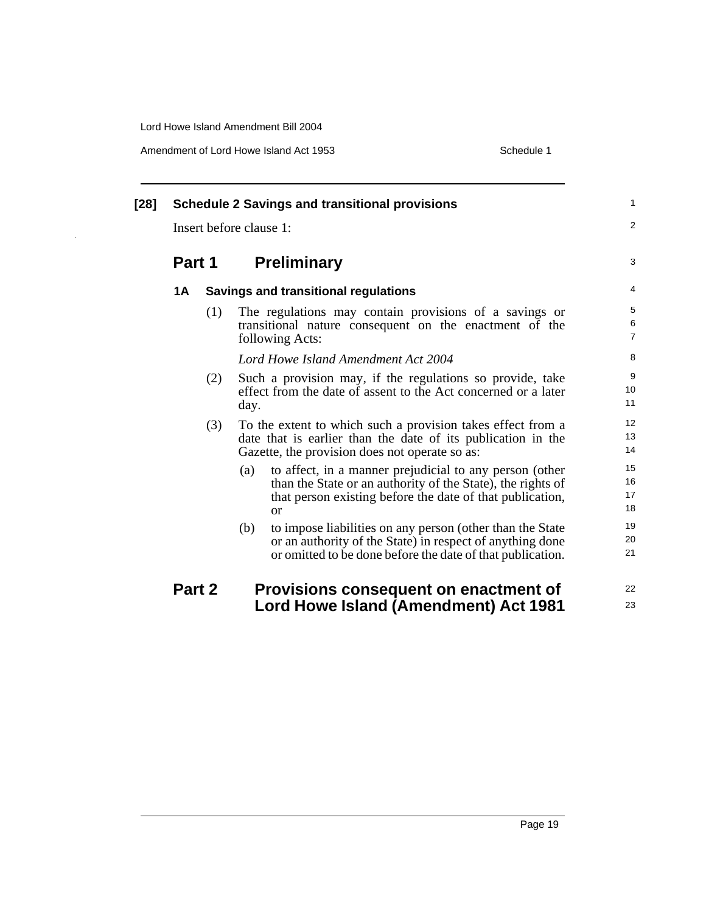**[28] Schedule 2 Savings and transitional provisions**

Insert before clause 1:

## Part 1 Preliminary

### 1A Savings and transitional regulations

(1) The regulations may contain provisions of a savings or transitional nature consequent on the enactment of the following Acts:

*Lord Howe Island Amendment Act 2004*

(2) Such a provision may, if the regulations so provide, take effect from the date of assent to the Act concerned or a later day.

(3) To the extent to which such a provision takes effect from a date that is earlier than the date of its publication in the Gazette, the provision does not operate so as:

(a) to affect, in a manner prejudicial to any person (other than the State or an authority of the State), the rights of that person existing before the date of that publication, or

(b) to impose liabilities on any person (other than the State or an authority of the State) in respect of anything done or omitted to be done before the date of that publication.

## Part 2 Provisions consequent on enactment of Lord Howe Island (Amendment) Act 1981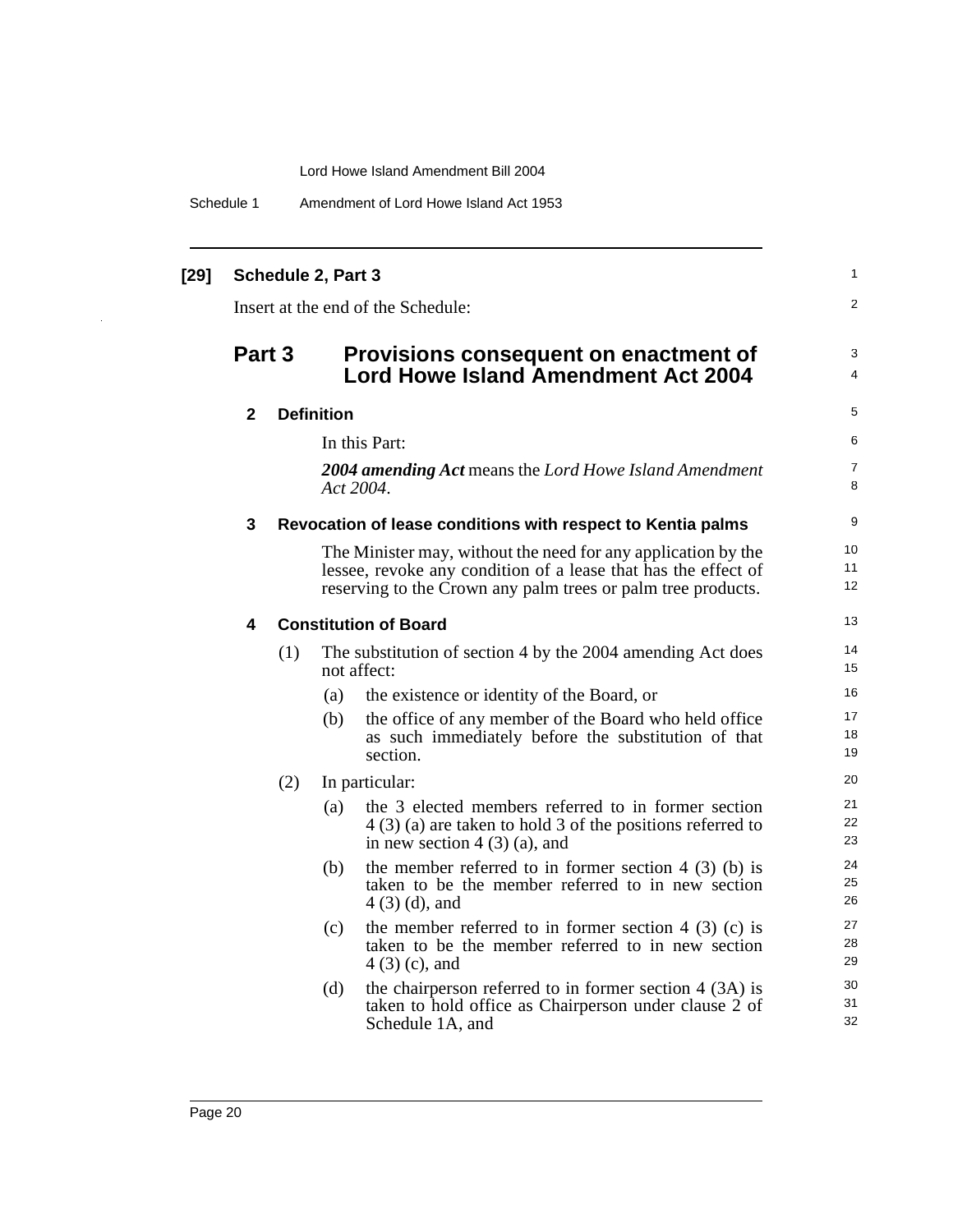**[29] Schedule 2, Part 3**

Insert at the end of the Schedule:

## Part 3 Provisions consequent on enactment of Lord Howe Island Amendment Act 2004

### 2 Definition

In this Part:

***2004 amending Act*** means the *Lord Howe Island Amendment Act 2004*.

### 3 Revocation of lease conditions with respect to Kentia palms

The Minister may, without the need for any application by the lessee, revoke any condition of a lease that has the effect of reserving to the Crown any palm trees or palm tree products.

### 4 Constitution of Board

(1) The substitution of section 4 by the 2004 amending Act does not affect:

- (a) the existence or identity of the Board, or
- (b) the office of any member of the Board who held office as such immediately before the substitution of that section.

(2) In particular:

- (a) the 3 elected members referred to in former section 4 (3) (a) are taken to hold 3 of the positions referred to in new section 4 (3) (a), and
- (b) the member referred to in former section 4 (3) (b) is taken to be the member referred to in new section 4 (3) (d), and
- (c) the member referred to in former section 4 (3) (c) is taken to be the member referred to in new section 4 (3) (c), and
- (d) the chairperson referred to in former section 4 (3A) is taken to hold office as Chairperson under clause 2 of Schedule 1A, and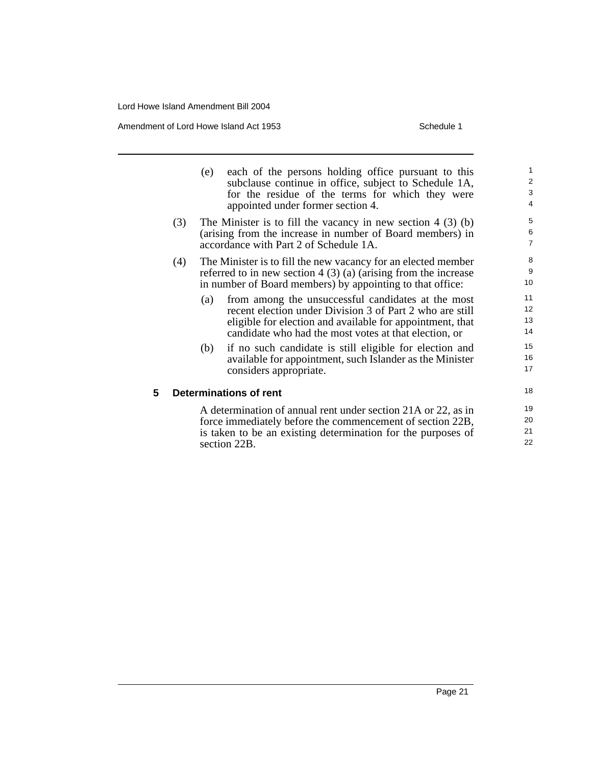(e) each of the persons holding office pursuant to this subclause continue in office, subject to Schedule 1A, for the residue of the terms for which they were appointed under former section 4.

(3) The Minister is to fill the vacancy in new section 4 (3) (b) (arising from the increase in number of Board members) in accordance with Part 2 of Schedule 1A.

(4) The Minister is to fill the new vacancy for an elected member referred to in new section 4 (3) (a) (arising from the increase in number of Board members) by appointing to that office:

(a) from among the unsuccessful candidates at the most recent election under Division 3 of Part 2 who are still eligible for election and available for appointment, that candidate who had the most votes at that election, or

(b) if no such candidate is still eligible for election and available for appointment, such Islander as the Minister considers appropriate.

### 5 Determinations of rent

A determination of annual rent under section 21A or 22, as in force immediately before the commencement of section 22B, is taken to be an existing determination for the purposes of section 22B.